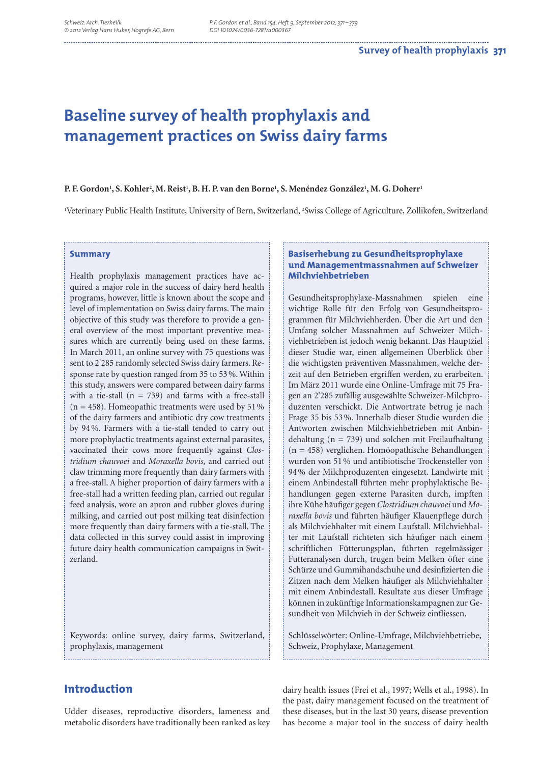# Baseline survey of health prophylaxis and management practices on Swiss dairy farms

**P. F. Gordon[1], S. Kohler[2], M. Reist[1], B. H. P. van den Borne[1], S. Menéndez González[1], M. G. Doherr[1]**

[1]Veterinary Public Health Institute, University of Bern, Switzerland, [2]Swiss College of Agriculture, Zollikofen, Switzerland

## Summary

Health prophylaxis management practices have acquired a major role in the success of dairy herd health programs, however, little is known about the scope and level of implementation on Swiss dairy farms. The main objective of this study was therefore to provide a general overview of the most important preventive measures which are currently being used on these farms. In March 2011, an online survey with 75 questions was sent to 2'285 randomly selected Swiss dairy farmers. Response rate by question ranged from 35 to 53 %. Within this study, answers were compared between dairy farms with a tie-stall (n = 739) and farms with a free-stall (n = 458). Homeopathic treatments were used by 51 % of the dairy farmers and antibiotic dry cow treatments by 94 %. Farmers with a tie-stall tended to carry out more prophylactic treatments against external parasites, vaccinated their cows more frequently against *Clostridium chauvoei* and *Moraxella bovis,* and carried out claw trimming more frequently than dairy farmers with a free-stall. A higher proportion of dairy farmers with a free-stall had a written feeding plan, carried out regular feed analysis, wore an apron and rubber gloves during milking, and carried out post milking teat disinfection more frequently than dairy farmers with a tie-stall. The data collected in this survey could assist in improving future dairy health communication campaigns in Switzerland.

Keywords: online survey, dairy farms, Switzerland, prophylaxis, management

## Basiserhebung zu Gesundheitsprophylaxe und Managementmassnahmen auf Schweizer Milchviehbetrieben

Gesundheitsprophylaxe-Massnahmen spielen eine wichtige Rolle für den Erfolg von Gesundheitsprogrammen für Milchviehherden. Über die Art und den Umfang solcher Massnahmen auf Schweizer Milchviehbetrieben ist jedoch wenig bekannt. Das Hauptziel dieser Studie war, einen allgemeinen Überblick über die wichtigsten präventiven Massnahmen, welche derzeit auf den Betrieben ergriffen werden, zu erarbeiten. Im März 2011 wurde eine Online-Umfrage mit 75 Fragen an 2'285 zufällig ausgewählte Schweizer-Milchproduzenten verschickt. Die Antwortrate betrug je nach Frage 35 bis 53 %. Innerhalb dieser Studie wurden die Antworten zwischen Milchviehbetrieben mit Anbindehaltung (n = 739) und solchen mit Freilaufhaltung (n = 458) verglichen. Homöopathische Behandlungen wurden von 51 % und antibiotische Trockensteller von 94 % der Milchproduzenten eingesetzt. Landwirte mit einem Anbindestall führten mehr prophylaktische Behandlungen gegen externe Parasiten durch, impften ihre Kühe häufiger gegen *Clostridium chauvoei* und *Moraxella bovis* und führten häufiger Klauenpflege durch als Milchviehhalter mit einem Laufstall. Milchviehhalter mit Laufstall richteten sich häufiger nach einem schriftlichen Fütterungsplan, führten regelmässiger Futteranalysen durch, trugen beim Melken öfter eine Schürze und Gummihandschuhe und desinfizierten die Zitzen nach dem Melken häufiger als Milchviehhalter mit einem Anbindestall. Resultate aus dieser Umfrage können in zukünftige Informationskampagnen zur Gesundheit von Milchvieh in der Schweiz einfliessen.

Schlüsselwörter: Online-Umfrage, Milchviehbetriebe, Schweiz, Prophylaxe, Management

## Introduction

Udder diseases, reproductive disorders, lameness and metabolic disorders have traditionally been ranked as key dairy health issues (Frei et al., 1997; Wells et al., 1998). In the past, dairy management focused on the treatment of these diseases, but in the last 30 years, disease prevention has become a major tool in the success of dairy health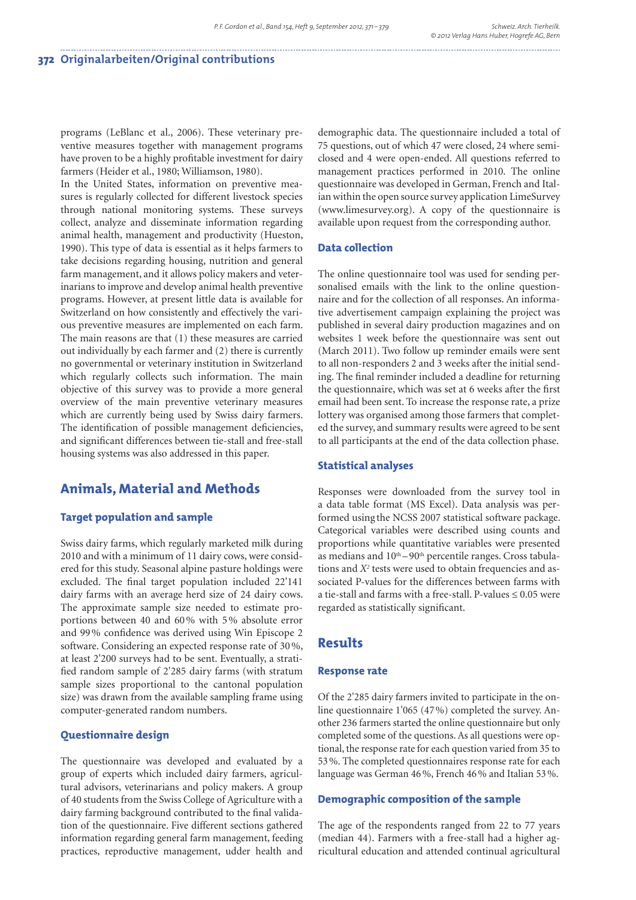programs (LeBlanc et al., 2006). These veterinary preventive measures together with management programs have proven to be a highly profitable investment for dairy farmers (Heider et al., 1980; Williamson, 1980).

In the United States, information on preventive measures is regularly collected for different livestock species through national monitoring systems. These surveys collect, analyze and disseminate information regarding animal health, management and productivity (Hueston, 1990). This type of data is essential as it helps farmers to take decisions regarding housing, nutrition and general farm management, and it allows policy makers and veterinarians to improve and develop animal health preventive programs. However, at present little data is available for Switzerland on how consistently and effectively the various preventive measures are implemented on each farm. The main reasons are that (1) these measures are carried out individually by each farmer and (2) there is currently no governmental or veterinary institution in Switzerland which regularly collects such information. The main objective of this survey was to provide a more general overview of the main preventive veterinary measures which are currently being used by Swiss dairy farmers. The identification of possible management deficiencies, and significant differences between tie-stall and free-stall housing systems was also addressed in this paper.

## Animals, Material and Methods

### Target population and sample

Swiss dairy farms, which regularly marketed milk during 2010 and with a minimum of 11 dairy cows, were considered for this study. Seasonal alpine pasture holdings were excluded. The final target population included 22'141 dairy farms with an average herd size of 24 dairy cows. The approximate sample size needed to estimate proportions between 40 and 60% with 5% absolute error and 99% confidence was derived using Win Episcope 2 software. Considering an expected response rate of 30%, at least 2'200 surveys had to be sent. Eventually, a stratified random sample of 2'285 dairy farms (with stratum sample sizes proportional to the cantonal population size) was drawn from the available sampling frame using computer-generated random numbers.

### Questionnaire design

The questionnaire was developed and evaluated by a group of experts which included dairy farmers, agricultural advisors, veterinarians and policy makers. A group of 40 students from the Swiss College of Agriculture with a dairy farming background contributed to the final validation of the questionnaire. Five different sections gathered information regarding general farm management, feeding practices, reproductive management, udder health and demographic data. The questionnaire included a total of 75 questions, out of which 47 were closed, 24 where semi-closed and 4 were open-ended. All questions referred to management practices performed in 2010. The online questionnaire was developed in German, French and Italian within the open source survey application LimeSurvey (www.limesurvey.org). A copy of the questionnaire is available upon request from the corresponding author.

### Data collection

The online questionnaire tool was used for sending personalised emails with the link to the online questionnaire and for the collection of all responses. An informative advertisement campaign explaining the project was published in several dairy production magazines and on websites 1 week before the questionnaire was sent out (March 2011). Two follow up reminder emails were sent to all non-responders 2 and 3 weeks after the initial sending. The final reminder included a deadline for returning the questionnaire, which was set at 6 weeks after the first email had been sent. To increase the response rate, a prize lottery was organised among those farmers that completed the survey, and summary results were agreed to be sent to all participants at the end of the data collection phase.

### Statistical analyses

Responses were downloaded from the survey tool in a data table format (MS Excel). Data analysis was performed using the NCSS 2007 statistical software package. Categorical variables were described using counts and proportions while quantitative variables were presented as medians and $10^{th}$–$90^{th}$ percentile ranges. Cross tabulations and $X^2$ tests were used to obtain frequencies and associated P-values for the differences between farms with a tie-stall and farms with a free-stall. P-values $\leq 0.05$ were regarded as statistically significant.

## Results

### Response rate

Of the 2'285 dairy farmers invited to participate in the online questionnaire 1'065 (47%) completed the survey. Another 236 farmers started the online questionnaire but only completed some of the questions. As all questions were optional, the response rate for each question varied from 35 to 53%. The completed questionnaires response rate for each language was German 46%, French 46% and Italian 53%.

### Demographic composition of the sample

The age of the respondents ranged from 22 to 77 years (median 44). Farmers with a free-stall had a higher agricultural education and attended continual agricultural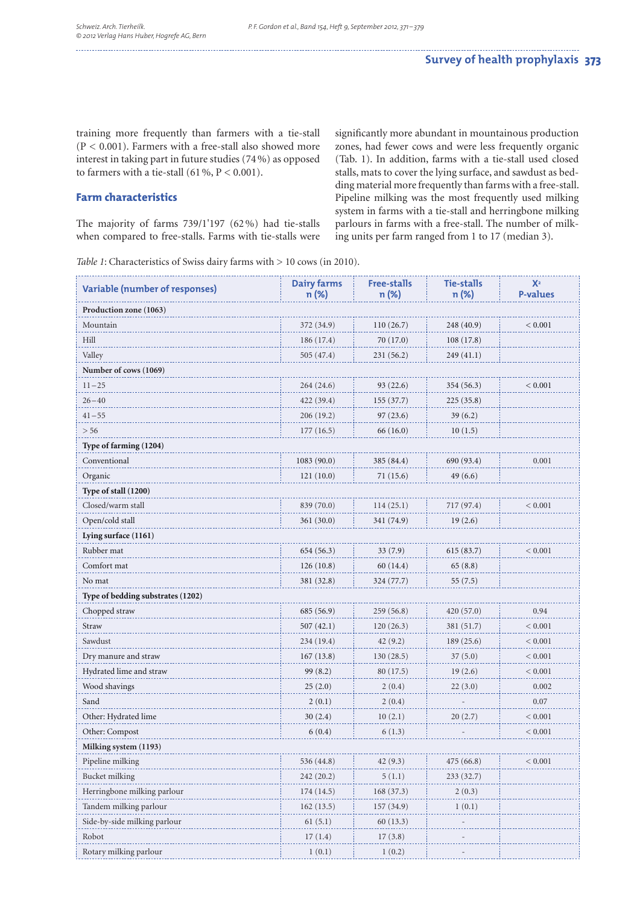training more frequently than farmers with a tie-stall ($P < 0.001$). Farmers with a free-stall also showed more interest in taking part in future studies (74 %) as opposed to farmers with a tie-stall (61 %, $P < 0.001$).

## Farm characteristics

The majority of farms 739/1'197 (62 %) had tie-stalls when compared to free-stalls. Farms with tie-stalls were significantly more abundant in mountainous production zones, had fewer cows and were less frequently organic (Tab. 1). In addition, farms with a tie-stall used closed stalls, mats to cover the lying surface, and sawdust as bedding material more frequently than farms with a free-stall. Pipeline milking was the most frequently used milking system in farms with a tie-stall and herringbone milking parlours in farms with a free-stall. The number of milking units per farm ranged from 1 to 17 (median 3).

*Table 1*: Characteristics of Swiss dairy farms with > 10 cows (in 2010).

| Variable (number of responses) | Dairy farms n (%) | Free-stalls n (%) | Tie-stalls n (%) | $X^2$ P-values |
|---|---|---|---|---|
| **Production zone (1063)** | | | | |
| Mountain | 372 (34.9) | 110 (26.7) | 248 (40.9) | < 0.001 |
| Hill | 186 (17.4) | 70 (17.0) | 108 (17.8) | |
| Valley | 505 (47.4) | 231 (56.2) | 249 (41.1) | |
| **Number of cows (1069)** | | | | |
| 11 – 25 | 264 (24.6) | 93 (22.6) | 354 (56.3) | < 0.001 |
| 26 – 40 | 422 (39.4) | 155 (37.7) | 225 (35.8) | |
| 41 – 55 | 206 (19.2) | 97 (23.6) | 39 (6.2) | |
| > 56 | 177 (16.5) | 66 (16.0) | 10 (1.5) | |
| **Type of farming (1204)** | | | | |
| Conventional | 1083 (90.0) | 385 (84.4) | 690 (93.4) | 0.001 |
| Organic | 121 (10.0) | 71 (15.6) | 49 (6.6) | |
| **Type of stall (1200)** | | | | |
| Closed/warm stall | 839 (70.0) | 114 (25.1) | 717 (97.4) | < 0.001 |
| Open/cold stall | 361 (30.0) | 341 (74.9) | 19 (2.6) | |
| **Lying surface (1161)** | | | | |
| Rubber mat | 654 (56.3) | 33 (7.9) | 615 (83.7) | < 0.001 |
| Comfort mat | 126 (10.8) | 60 (14.4) | 65 (8.8) | |
| No mat | 381 (32.8) | 324 (77.7) | 55 (7.5) | |
| **Type of bedding substrates (1202)** | | | | |
| Chopped straw | 685 (56.9) | 259 (56.8) | 420 (57.0) | 0.94 |
| Straw | 507 (42.1) | 120 (26.3) | 381 (51.7) | < 0.001 |
| Sawdust | 234 (19.4) | 42 (9.2) | 189 (25.6) | < 0.001 |
| Dry manure and straw | 167 (13.8) | 130 (28.5) | 37 (5.0) | < 0.001 |
| Hydrated lime and straw | 99 (8.2) | 80 (17.5) | 19 (2.6) | < 0.001 |
| Wood shavings | 25 (2.0) | 2 (0.4) | 22 (3.0) | 0.002 |
| Sand | 2 (0.1) | 2 (0.4) | - | 0.07 |
| Other: Hydrated lime | 30 (2.4) | 10 (2.1) | 20 (2.7) | < 0.001 |
| Other: Compost | 6 (0.4) | 6 (1.3) | - | < 0.001 |
| **Milking system (1193)** | | | | |
| Pipeline milking | 536 (44.8) | 42 (9.3) | 475 (66.8) | < 0.001 |
| Bucket milking | 242 (20.2) | 5 (1.1) | 233 (32.7) | |
| Herringbone milking parlour | 174 (14.5) | 168 (37.3) | 2 (0.3) | |
| Tandem milking parlour | 162 (13.5) | 157 (34.9) | 1 (0.1) | |
| Side-by-side milking parlour | 61 (5.1) | 60 (13.3) | - | |
| Robot | 17 (1.4) | 17 (3.8) | - | |
| Rotary milking parlour | 1 (0.1) | 1 (0.2) | - | |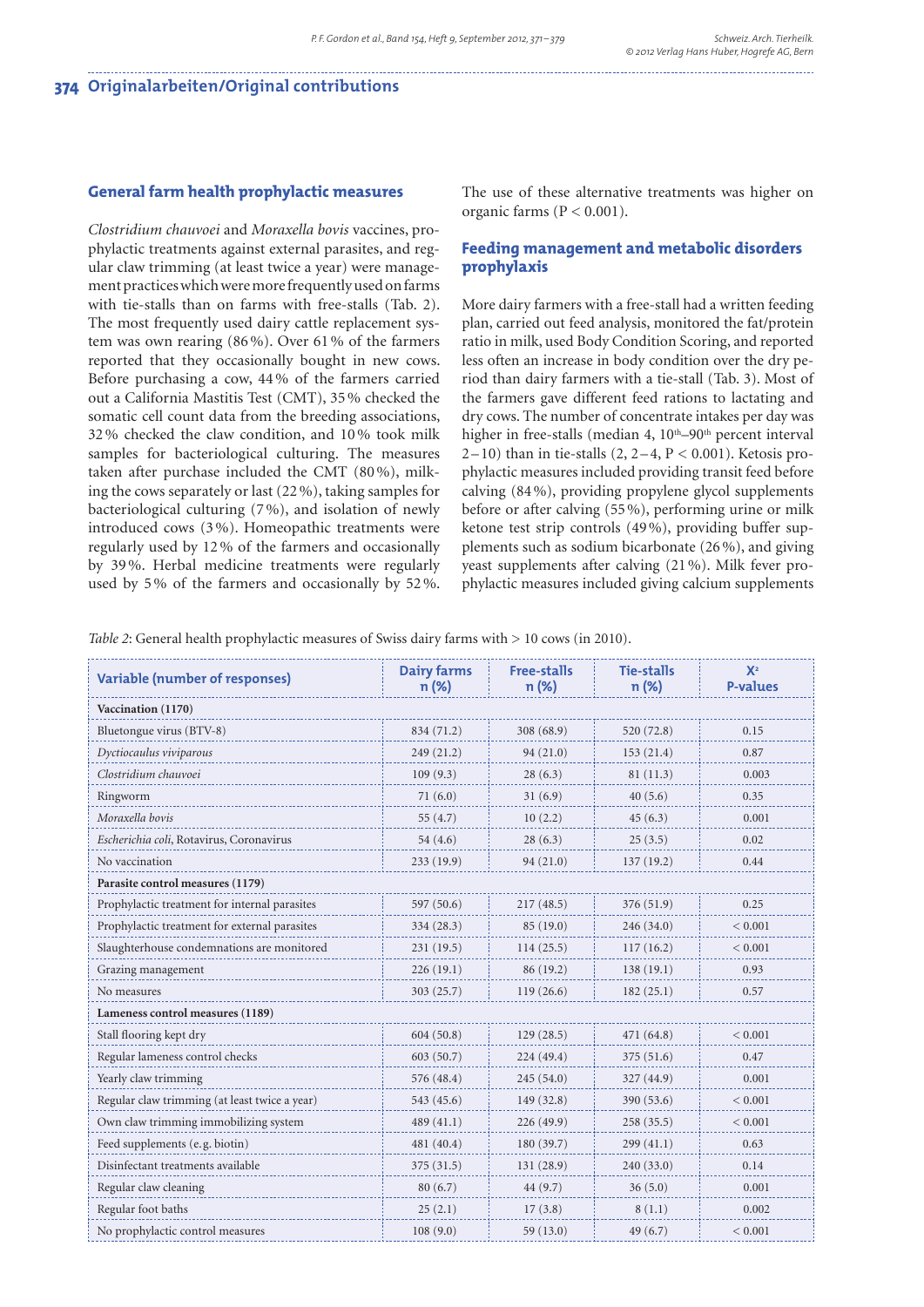## General farm health prophylactic measures

*Clostridium chauvoei* and *Moraxella bovis* vaccines, prophylactic treatments against external parasites, and regular claw trimming (at least twice a year) were management practices which were more frequently used on farms with tie-stalls than on farms with free-stalls (Tab. 2). The most frequently used dairy cattle replacement system was own rearing (86 %). Over 61 % of the farmers reported that they occasionally bought in new cows. Before purchasing a cow, 44 % of the farmers carried out a California Mastitis Test (CMT), 35 % checked the somatic cell count data from the breeding associations, 32 % checked the claw condition, and 10 % took milk samples for bacteriological culturing. The measures taken after purchase included the CMT (80 %), milking the cows separately or last (22 %), taking samples for bacteriological culturing (7 %), and isolation of newly introduced cows (3 %). Homeopathic treatments were regularly used by 12 % of the farmers and occasionally by 39 %. Herbal medicine treatments were regularly used by 5 % of the farmers and occasionally by 52 %. The use of these alternative treatments was higher on organic farms (P < 0.001).

## Feeding management and metabolic disorders prophylaxis

More dairy farmers with a free-stall had a written feeding plan, carried out feed analysis, monitored the fat/protein ratio in milk, used Body Condition Scoring, and reported less often an increase in body condition over the dry period than dairy farmers with a tie-stall (Tab. 3). Most of the farmers gave different feed rations to lactating and dry cows. The number of concentrate intakes per day was higher in free-stalls (median 4, 10th–90th percent interval 2–10) than in tie-stalls (2, 2–4, P < 0.001). Ketosis prophylactic measures included providing transit feed before calving (84 %), providing propylene glycol supplements before or after calving (55 %), performing urine or milk ketone test strip controls (49 %), providing buffer supplements such as sodium bicarbonate (26 %), and giving yeast supplements after calving (21 %). Milk fever prophylactic measures included giving calcium supplements

*Table 2*: General health prophylactic measures of Swiss dairy farms with > 10 cows (in 2010).

| Variable (number of responses) | Dairy farms n (%) | Free-stalls n (%) | Tie-stalls n (%) | $X^2$ P-values |
|---|---|---|---|---|
| **Vaccination (1170)** | | | | |
| Bluetongue virus (BTV-8) | 834 (71.2) | 308 (68.9) | 520 (72.8) | 0.15 |
| *Dyctiocaulus viviparous* | 249 (21.2) | 94 (21.0) | 153 (21.4) | 0.87 |
| *Clostridium chauvoei* | 109 (9.3) | 28 (6.3) | 81 (11.3) | 0.003 |
| Ringworm | 71 (6.0) | 31 (6.9) | 40 (5.6) | 0.35 |
| *Moraxella bovis* | 55 (4.7) | 10 (2.2) | 45 (6.3) | 0.001 |
| *Escherichia coli*, Rotavirus, Coronavirus | 54 (4.6) | 28 (6.3) | 25 (3.5) | 0.02 |
| No vaccination | 233 (19.9) | 94 (21.0) | 137 (19.2) | 0.44 |
| **Parasite control measures (1179)** | | | | |
| Prophylactic treatment for internal parasites | 597 (50.6) | 217 (48.5) | 376 (51.9) | 0.25 |
| Prophylactic treatment for external parasites | 334 (28.3) | 85 (19.0) | 246 (34.0) | < 0.001 |
| Slaughterhouse condemnations are monitored | 231 (19.5) | 114 (25.5) | 117 (16.2) | < 0.001 |
| Grazing management | 226 (19.1) | 86 (19.2) | 138 (19.1) | 0.93 |
| No measures | 303 (25.7) | 119 (26.6) | 182 (25.1) | 0.57 |
| **Lameness control measures (1189)** | | | | |
| Stall flooring kept dry | 604 (50.8) | 129 (28.5) | 471 (64.8) | < 0.001 |
| Regular lameness control checks | 603 (50.7) | 224 (49.4) | 375 (51.6) | 0.47 |
| Yearly claw trimming | 576 (48.4) | 245 (54.0) | 327 (44.9) | 0.001 |
| Regular claw trimming (at least twice a year) | 543 (45.6) | 149 (32.8) | 390 (53.6) | < 0.001 |
| Own claw trimming immobilizing system | 489 (41.1) | 226 (49.9) | 258 (35.5) | < 0.001 |
| Feed supplements (e.g. biotin) | 481 (40.4) | 180 (39.7) | 299 (41.1) | 0.63 |
| Disinfectant treatments available | 375 (31.5) | 131 (28.9) | 240 (33.0) | 0.14 |
| Regular claw cleaning | 80 (6.7) | 44 (9.7) | 36 (5.0) | 0.001 |
| Regular foot baths | 25 (2.1) | 17 (3.8) | 8 (1.1) | 0.002 |
| No prophylactic control measures | 108 (9.0) | 59 (13.0) | 49 (6.7) | < 0.001 |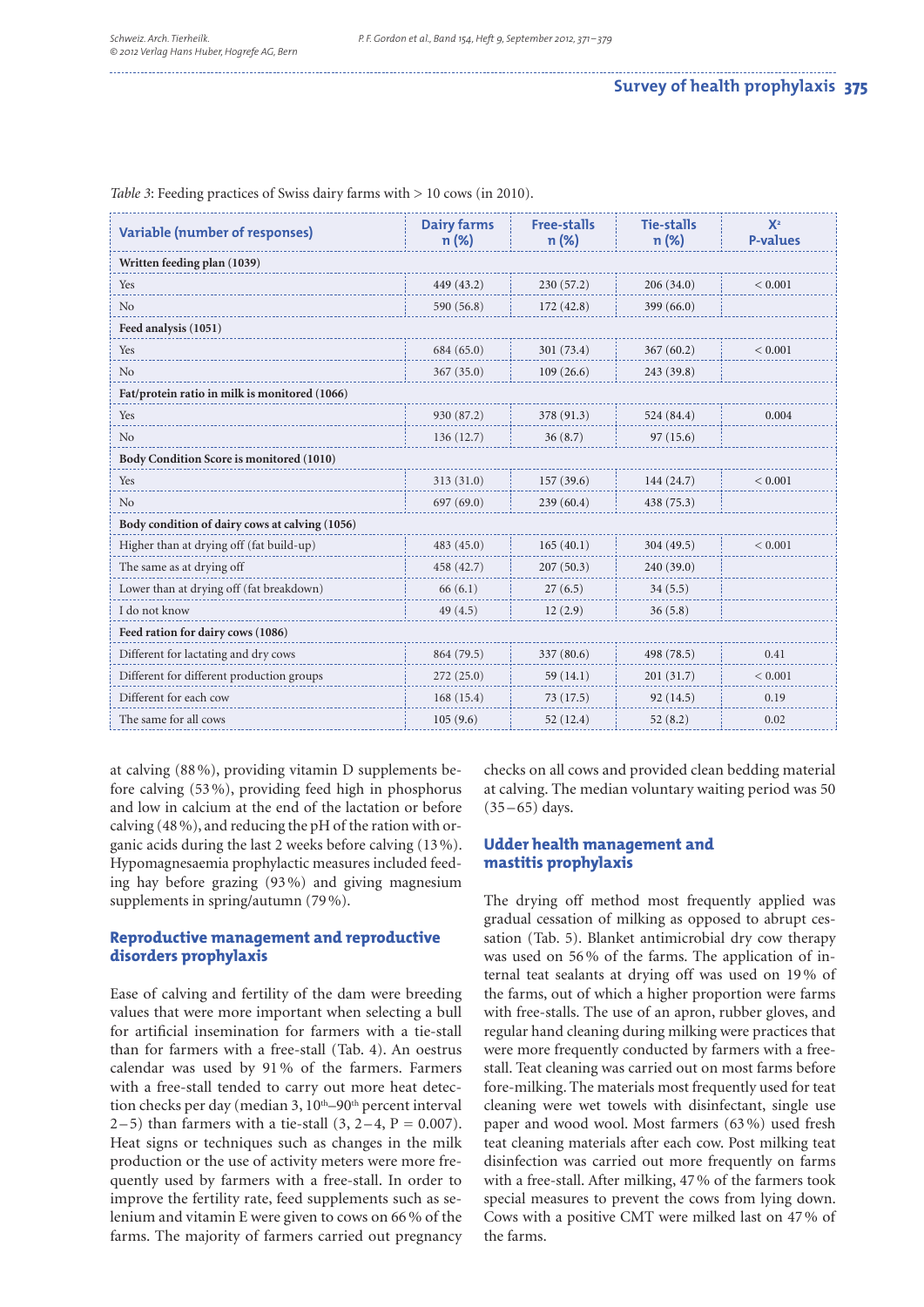*Table 3*: Feeding practices of Swiss dairy farms with > 10 cows (in 2010).

| Variable (number of responses) | Dairy farms n (%) | Free-stalls n (%) | Tie-stalls n (%) | $X^2$ P-values |
|---|---|---|---|---|
| **Written feeding plan (1039)** | | | | |
| Yes | 449 (43.2) | 230 (57.2) | 206 (34.0) | < 0.001 |
| No | 590 (56.8) | 172 (42.8) | 399 (66.0) | |
| **Feed analysis (1051)** | | | | |
| Yes | 684 (65.0) | 301 (73.4) | 367 (60.2) | < 0.001 |
| No | 367 (35.0) | 109 (26.6) | 243 (39.8) | |
| **Fat/protein ratio in milk is monitored (1066)** | | | | |
| Yes | 930 (87.2) | 378 (91.3) | 524 (84.4) | 0.004 |
| No | 136 (12.7) | 36 (8.7) | 97 (15.6) | |
| **Body Condition Score is monitored (1010)** | | | | |
| Yes | 313 (31.0) | 157 (39.6) | 144 (24.7) | < 0.001 |
| No | 697 (69.0) | 239 (60.4) | 438 (75.3) | |
| **Body condition of dairy cows at calving (1056)** | | | | |
| Higher than at drying off (fat build-up) | 483 (45.0) | 165 (40.1) | 304 (49.5) | < 0.001 |
| The same as at drying off | 458 (42.7) | 207 (50.3) | 240 (39.0) | |
| Lower than at drying off (fat breakdown) | 66 (6.1) | 27 (6.5) | 34 (5.5) | |
| I do not know | 49 (4.5) | 12 (2.9) | 36 (5.8) | |
| **Feed ration for dairy cows (1086)** | | | | |
| Different for lactating and dry cows | 864 (79.5) | 337 (80.6) | 498 (78.5) | 0.41 |
| Different for different production groups | 272 (25.0) | 59 (14.1) | 201 (31.7) | < 0.001 |
| Different for each cow | 168 (15.4) | 73 (17.5) | 92 (14.5) | 0.19 |
| The same for all cows | 105 (9.6) | 52 (12.4) | 52 (8.2) | 0.02 |

at calving (88 %), providing vitamin D supplements before calving (53 %), providing feed high in phosphorus and low in calcium at the end of the lactation or before calving (48 %), and reducing the pH of the ration with organic acids during the last 2 weeks before calving (13 %). Hypomagnesaemia prophylactic measures included feeding hay before grazing (93 %) and giving magnesium supplements in spring/autumn (79 %).

## Reproductive management and reproductive disorders prophylaxis

Ease of calving and fertility of the dam were breeding values that were more important when selecting a bull for artificial insemination for farmers with a tie-stall than for farmers with a free-stall (Tab. 4). An oestrus calendar was used by 91 % of the farmers. Farmers with a free-stall tended to carry out more heat detection checks per day (median 3, $10^{th}$–$90^{th}$ percent interval 2–5) than farmers with a tie-stall (3, 2–4, P = 0.007). Heat signs or techniques such as changes in the milk production or the use of activity meters were more frequently used by farmers with a free-stall. In order to improve the fertility rate, feed supplements such as selenium and vitamin E were given to cows on 66 % of the farms. The majority of farmers carried out pregnancy checks on all cows and provided clean bedding material at calving. The median voluntary waiting period was 50 (35–65) days.

## Udder health management and mastitis prophylaxis

The drying off method most frequently applied was gradual cessation of milking as opposed to abrupt cessation (Tab. 5). Blanket antimicrobial dry cow therapy was used on 56 % of the farms. The application of internal teat sealants at drying off was used on 19 % of the farms, out of which a higher proportion were farms with free-stalls. The use of an apron, rubber gloves, and regular hand cleaning during milking were practices that were more frequently conducted by farmers with a free-stall. Teat cleaning was carried out on most farms before fore-milking. The materials most frequently used for teat cleaning were wet towels with disinfectant, single use paper and wood wool. Most farmers (63 %) used fresh teat cleaning materials after each cow. Post milking teat disinfection was carried out more frequently on farms with a free-stall. After milking, 47 % of the farmers took special measures to prevent the cows from lying down. Cows with a positive CMT were milked last on 47 % of the farms.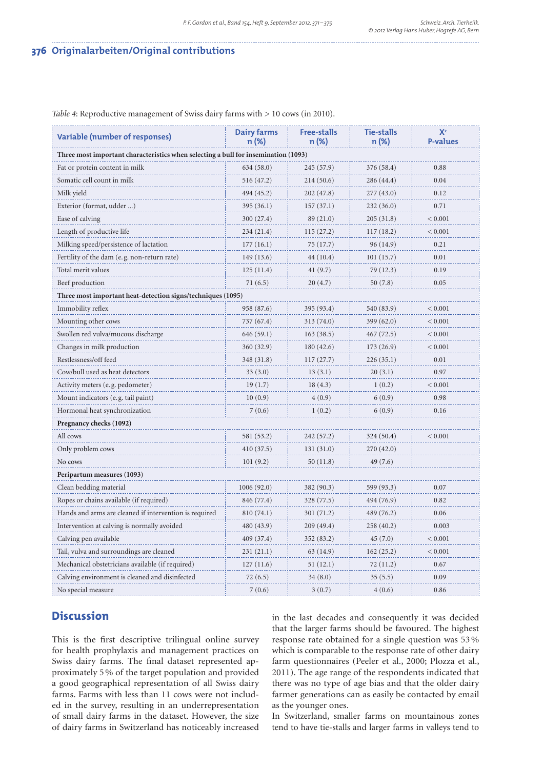*Table 4*: Reproductive management of Swiss dairy farms with > 10 cows (in 2010).

| Variable (number of responses) | Dairy farms n (%) | Free-stalls n (%) | Tie-stalls n (%) | $X^2$ P-values |
|---|---|---|---|---|
| **Three most important characteristics when selecting a bull for insemination (1093)** | | | | |
| Fat or protein content in milk | 634 (58.0) | 245 (57.9) | 376 (58.4) | 0.88 |
| Somatic cell count in milk | 516 (47.2) | 214 (50.6) | 286 (44.4) | 0.04 |
| Milk yield | 494 (45.2) | 202 (47.8) | 277 (43.0) | 0.12 |
| Exterior (format, udder ...) | 395 (36.1) | 157 (37.1) | 232 (36.0) | 0.71 |
| Ease of calving | 300 (27.4) | 89 (21.0) | 205 (31.8) | < 0.001 |
| Length of productive life | 234 (21.4) | 115 (27.2) | 117 (18.2) | < 0.001 |
| Milking speed/persistence of lactation | 177 (16.1) | 75 (17.7) | 96 (14.9) | 0.21 |
| Fertility of the dam (e.g. non-return rate) | 149 (13.6) | 44 (10.4) | 101 (15.7) | 0.01 |
| Total merit values | 125 (11.4) | 41 (9.7) | 79 (12.3) | 0.19 |
| Beef production | 71 (6.5) | 20 (4.7) | 50 (7.8) | 0.05 |
| **Three most important heat-detection signs/techniques (1095)** | | | | |
| Immobility reflex | 958 (87.6) | 395 (93.4) | 540 (83.9) | < 0.001 |
| Mounting other cows | 737 (67.4) | 313 (74.0) | 399 (62.0) | < 0.001 |
| Swollen red vulva/mucous discharge | 646 (59.1) | 163 (38.5) | 467 (72.5) | < 0.001 |
| Changes in milk production | 360 (32.9) | 180 (42.6) | 173 (26.9) | < 0.001 |
| Restlessness/off feed | 348 (31.8) | 117 (27.7) | 226 (35.1) | 0.01 |
| Cow/bull used as heat detectors | 33 (3.0) | 13 (3.1) | 20 (3.1) | 0.97 |
| Activity meters (e.g. pedometer) | 19 (1.7) | 18 (4.3) | 1 (0.2) | < 0.001 |
| Mount indicators (e.g. tail paint) | 10 (0.9) | 4 (0.9) | 6 (0.9) | 0.98 |
| Hormonal heat synchronization | 7 (0.6) | 1 (0.2) | 6 (0.9) | 0.16 |
| **Pregnancy checks (1092)** | | | | |
| All cows | 581 (53.2) | 242 (57.2) | 324 (50.4) | < 0.001 |
| Only problem cows | 410 (37.5) | 131 (31.0) | 270 (42.0) | |
| No cows | 101 (9.2) | 50 (11.8) | 49 (7.6) | |
| **Peripartum measures (1093)** | | | | |
| Clean bedding material | 1006 (92.0) | 382 (90.3) | 599 (93.3) | 0.07 |
| Ropes or chains available (if required) | 846 (77.4) | 328 (77.5) | 494 (76.9) | 0.82 |
| Hands and arms are cleaned if intervention is required | 810 (74.1) | 301 (71.2) | 489 (76.2) | 0.06 |
| Intervention at calving is normally avoided | 480 (43.9) | 209 (49.4) | 258 (40.2) | 0.003 |
| Calving pen available | 409 (37.4) | 352 (83.2) | 45 (7.0) | < 0.001 |
| Tail, vulva and surroundings are cleaned | 231 (21.1) | 63 (14.9) | 162 (25.2) | < 0.001 |
| Mechanical obstetricians available (if required) | 127 (11.6) | 51 (12.1) | 72 (11.2) | 0.67 |
| Calving environment is cleaned and disinfected | 72 (6.5) | 34 (8.0) | 35 (5.5) | 0.09 |
| No special measure | 7 (0.6) | 3 (0.7) | 4 (0.6) | 0.86 |

## Discussion

This is the first descriptive trilingual online survey for health prophylaxis and management practices on Swiss dairy farms. The final dataset represented approximately 5 % of the target population and provided a good geographical representation of all Swiss dairy farms. Farms with less than 11 cows were not included in the survey, resulting in an underrepresentation of small dairy farms in the dataset. However, the size of dairy farms in Switzerland has noticeably increased in the last decades and consequently it was decided that the larger farms should be favoured. The highest response rate obtained for a single question was 53 % which is comparable to the response rate of other dairy farm questionnaires (Peeler et al., 2000; Plozza et al., 2011). The age range of the respondents indicated that there was no type of age bias and that the older dairy farmer generations can as easily be contacted by email as the younger ones.

In Switzerland, smaller farms on mountainous zones tend to have tie-stalls and larger farms in valleys tend to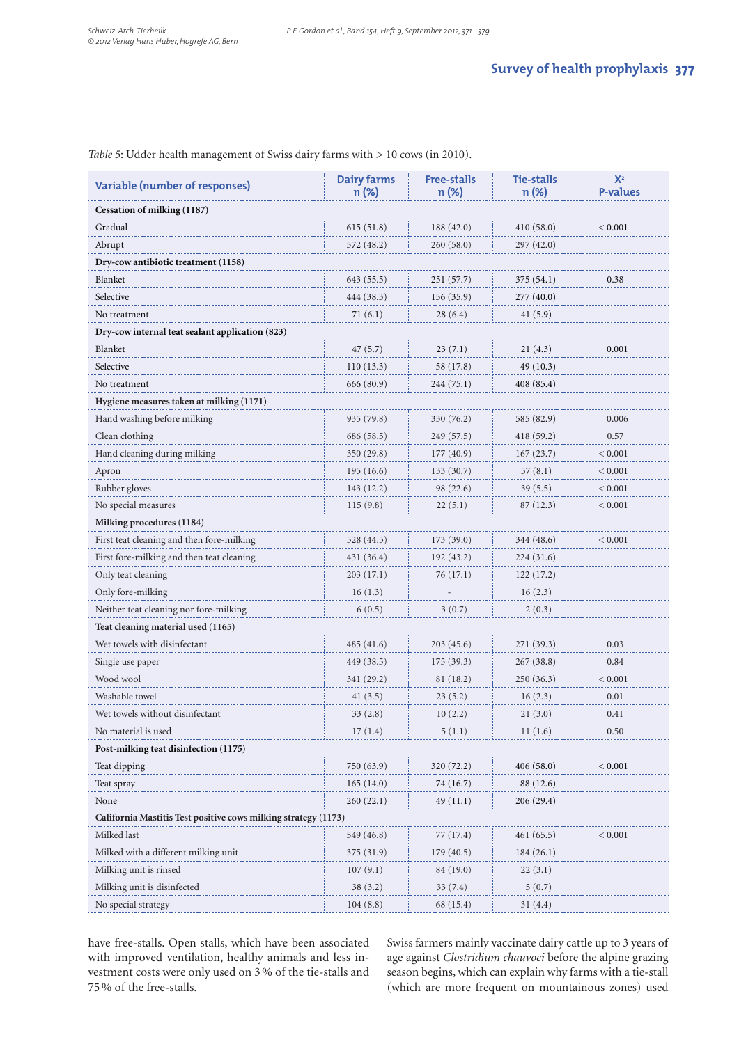*Table 5*: Udder health management of Swiss dairy farms with > 10 cows (in 2010).

| Variable (number of responses) | Dairy farms n (%) | Free-stalls n (%) | Tie-stalls n (%) | $X^2$ P-values |
|---|---|---|---|---|
| **Cessation of milking (1187)** | | | | |
| Gradual | 615 (51.8) | 188 (42.0) | 410 (58.0) | < 0.001 |
| Abrupt | 572 (48.2) | 260 (58.0) | 297 (42.0) | |
| **Dry-cow antibiotic treatment (1158)** | | | | |
| Blanket | 643 (55.5) | 251 (57.7) | 375 (54.1) | 0.38 |
| Selective | 444 (38.3) | 156 (35.9) | 277 (40.0) | |
| No treatment | 71 (6.1) | 28 (6.4) | 41 (5.9) | |
| **Dry-cow internal teat sealant application (823)** | | | | |
| Blanket | 47 (5.7) | 23 (7.1) | 21 (4.3) | 0.001 |
| Selective | 110 (13.3) | 58 (17.8) | 49 (10.3) | |
| No treatment | 666 (80.9) | 244 (75.1) | 408 (85.4) | |
| **Hygiene measures taken at milking (1171)** | | | | |
| Hand washing before milking | 935 (79.8) | 330 (76.2) | 585 (82.9) | 0.006 |
| Clean clothing | 686 (58.5) | 249 (57.5) | 418 (59.2) | 0.57 |
| Hand cleaning during milking | 350 (29.8) | 177 (40.9) | 167 (23.7) | < 0.001 |
| Apron | 195 (16.6) | 133 (30.7) | 57 (8.1) | < 0.001 |
| Rubber gloves | 143 (12.2) | 98 (22.6) | 39 (5.5) | < 0.001 |
| No special measures | 115 (9.8) | 22 (5.1) | 87 (12.3) | < 0.001 |
| **Milking procedures (1184)** | | | | |
| First teat cleaning and then fore-milking | 528 (44.5) | 173 (39.0) | 344 (48.6) | < 0.001 |
| First fore-milking and then teat cleaning | 431 (36.4) | 192 (43.2) | 224 (31.6) | |
| Only teat cleaning | 203 (17.1) | 76 (17.1) | 122 (17.2) | |
| Only fore-milking | 16 (1.3) | - | 16 (2.3) | |
| Neither teat cleaning nor fore-milking | 6 (0.5) | 3 (0.7) | 2 (0.3) | |
| **Teat cleaning material used (1165)** | | | | |
| Wet towels with disinfectant | 485 (41.6) | 203 (45.6) | 271 (39.3) | 0.03 |
| Single use paper | 449 (38.5) | 175 (39.3) | 267 (38.8) | 0.84 |
| Wood wool | 341 (29.2) | 81 (18.2) | 250 (36.3) | < 0.001 |
| Washable towel | 41 (3.5) | 23 (5.2) | 16 (2.3) | 0.01 |
| Wet towels without disinfectant | 33 (2.8) | 10 (2.2) | 21 (3.0) | 0.41 |
| No material is used | 17 (1.4) | 5 (1.1) | 11 (1.6) | 0.50 |
| **Post-milking teat disinfection (1175)** | | | | |
| Teat dipping | 750 (63.9) | 320 (72.2) | 406 (58.0) | < 0.001 |
| Teat spray | 165 (14.0) | 74 (16.7) | 88 (12.6) | |
| None | 260 (22.1) | 49 (11.1) | 206 (29.4) | |
| **California Mastitis Test positive cows milking strategy (1173)** | | | | |
| Milked last | 549 (46.8) | 77 (17.4) | 461 (65.5) | < 0.001 |
| Milked with a different milking unit | 375 (31.9) | 179 (40.5) | 184 (26.1) | |
| Milking unit is rinsed | 107 (9.1) | 84 (19.0) | 22 (3.1) | |
| Milking unit is disinfected | 38 (3.2) | 33 (7.4) | 5 (0.7) | |
| No special strategy | 104 (8.8) | 68 (15.4) | 31 (4.4) | |

have free-stalls. Open stalls, which have been associated with improved ventilation, healthy animals and less investment costs were only used on 3 % of the tie-stalls and 75 % of the free-stalls.

Swiss farmers mainly vaccinate dairy cattle up to 3 years of age against *Clostridium chauvoei* before the alpine grazing season begins, which can explain why farms with a tie-stall (which are more frequent on mountainous zones) used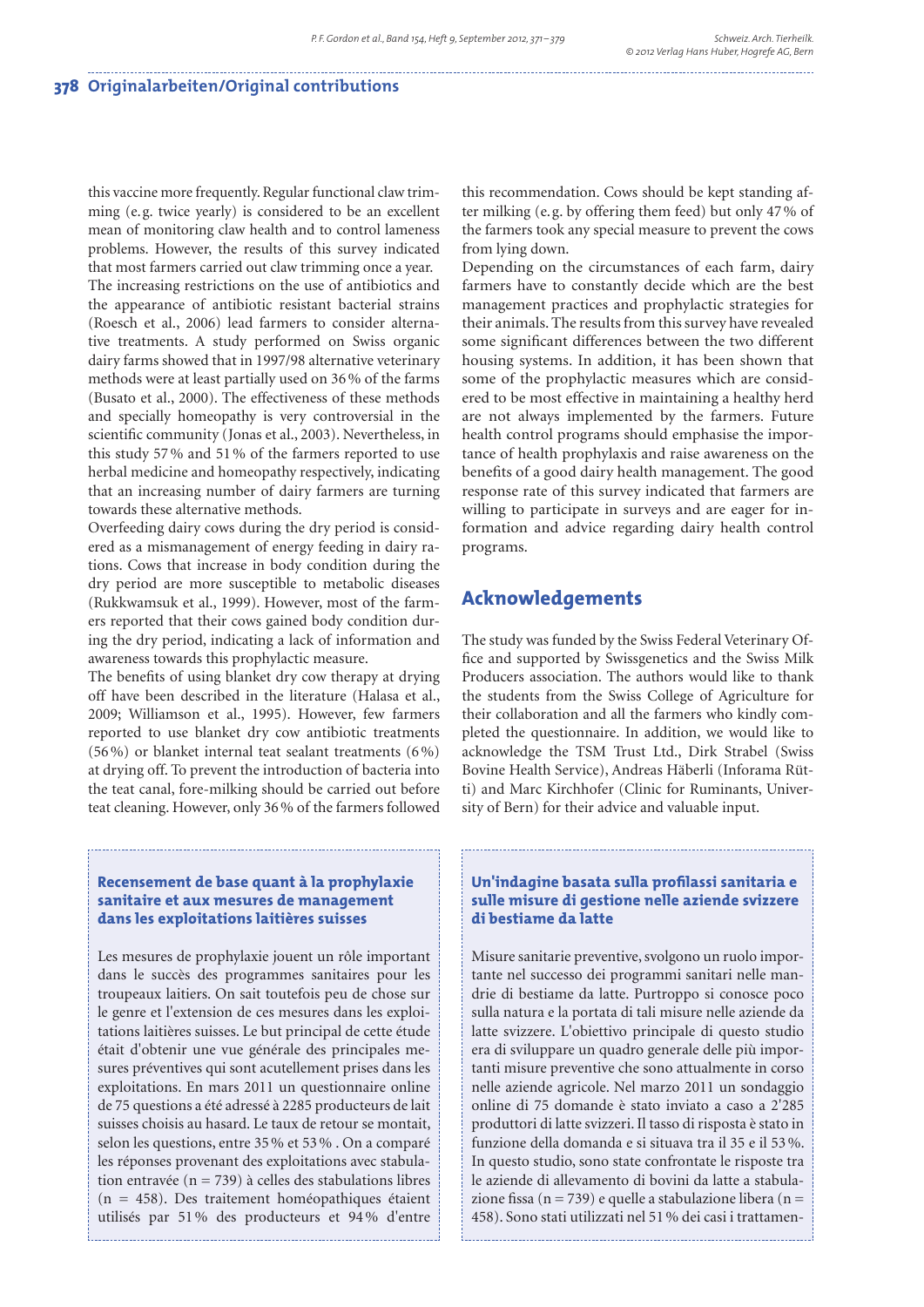this vaccine more frequently. Regular functional claw trimming (e.g. twice yearly) is considered to be an excellent mean of monitoring claw health and to control lameness problems. However, the results of this survey indicated that most farmers carried out claw trimming once a year.

The increasing restrictions on the use of antibiotics and the appearance of antibiotic resistant bacterial strains (Roesch et al., 2006) lead farmers to consider alternative treatments. A study performed on Swiss organic dairy farms showed that in 1997/98 alternative veterinary methods were at least partially used on 36% of the farms (Busato et al., 2000). The effectiveness of these methods and specially homeopathy is very controversial in the scientific community (Jonas et al., 2003). Nevertheless, in this study 57% and 51% of the farmers reported to use herbal medicine and homeopathy respectively, indicating that an increasing number of dairy farmers are turning towards these alternative methods.

Overfeeding dairy cows during the dry period is considered as a mismanagement of energy feeding in dairy rations. Cows that increase in body condition during the dry period are more susceptible to metabolic diseases (Rukkwamsuk et al., 1999). However, most of the farmers reported that their cows gained body condition during the dry period, indicating a lack of information and awareness towards this prophylactic measure.

The benefits of using blanket dry cow therapy at drying off have been described in the literature (Halasa et al., 2009; Williamson et al., 1995). However, few farmers reported to use blanket dry cow antibiotic treatments (56%) or blanket internal teat sealant treatments (6%) at drying off. To prevent the introduction of bacteria into the teat canal, fore-milking should be carried out before teat cleaning. However, only 36% of the farmers followed this recommendation. Cows should be kept standing after milking (e.g. by offering them feed) but only 47% of the farmers took any special measure to prevent the cows from lying down.

Depending on the circumstances of each farm, dairy farmers have to constantly decide which are the best management practices and prophylactic strategies for their animals. The results from this survey have revealed some significant differences between the two different housing systems. In addition, it has been shown that some of the prophylactic measures which are considered to be most effective in maintaining a healthy herd are not always implemented by the farmers. Future health control programs should emphasise the importance of health prophylaxis and raise awareness on the benefits of a good dairy health management. The good response rate of this survey indicated that farmers are willing to participate in surveys and are eager for information and advice regarding dairy health control programs.

## Acknowledgements

The study was funded by the Swiss Federal Veterinary Office and supported by Swissgenetics and the Swiss Milk Producers association. The authors would like to thank the students from the Swiss College of Agriculture for their collaboration and all the farmers who kindly completed the questionnaire. In addition, we would like to acknowledge the TSM Trust Ltd., Dirk Strabel (Swiss Bovine Health Service), Andreas Häberli (Inforama Rütti) and Marc Kirchhofer (Clinic for Ruminants, University of Bern) for their advice and valuable input.

### Recensement de base quant à la prophylaxie sanitaire et aux mesures de management dans les exploitations laitières suisses

Les mesures de prophylaxie jouent un rôle important dans le succès des programmes sanitaires pour les troupeaux laitiers. On sait toutefois peu de chose sur le genre et l'extension de ces mesures dans les exploitations laitières suisses. Le but principal de cette étude était d'obtenir une vue générale des principales mesures préventives qui sont acutellement prises dans les exploitations. En mars 2011 un questionnaire online de 75 questions a été adressé à 2285 producteurs de lait suisses choisis au hasard. Le taux de retour se montait, selon les questions, entre 35% et 53%. On a comparé les réponses provenant des exploitations avec stabulation entravée (n = 739) à celles des stabulations libres (n = 458). Des traitement homéopathiques étaient utilisés par 51% des producteurs et 94% d'entre

### Un'indagine basata sulla profilassi sanitaria e sulle misure di gestione nelle aziende svizzere di bestiame da latte

Misure sanitarie preventive, svolgono un ruolo importante nel successo dei programmi sanitari nelle mandrie di bestiame da latte. Purtroppo si conosce poco sulla natura e la portata di tali misure nelle aziende da latte svizzere. L'obiettivo principale di questo studio era di sviluppare un quadro generale delle più importanti misure preventive che sono attualmente in corso nelle aziende agricole. Nel marzo 2011 un sondaggio online di 75 domande è stato inviato a caso a 2'285 produttori di latte svizzeri. Il tasso di risposta è stato in funzione della domanda e si situava tra il 35 e il 53%. In questo studio, sono state confrontate le risposte tra le aziende di allevamento di bovini da latte a stabulazione fissa (n = 739) e quelle a stabulazione libera (n = 458). Sono stati utilizzati nel 51% dei casi i trattamen-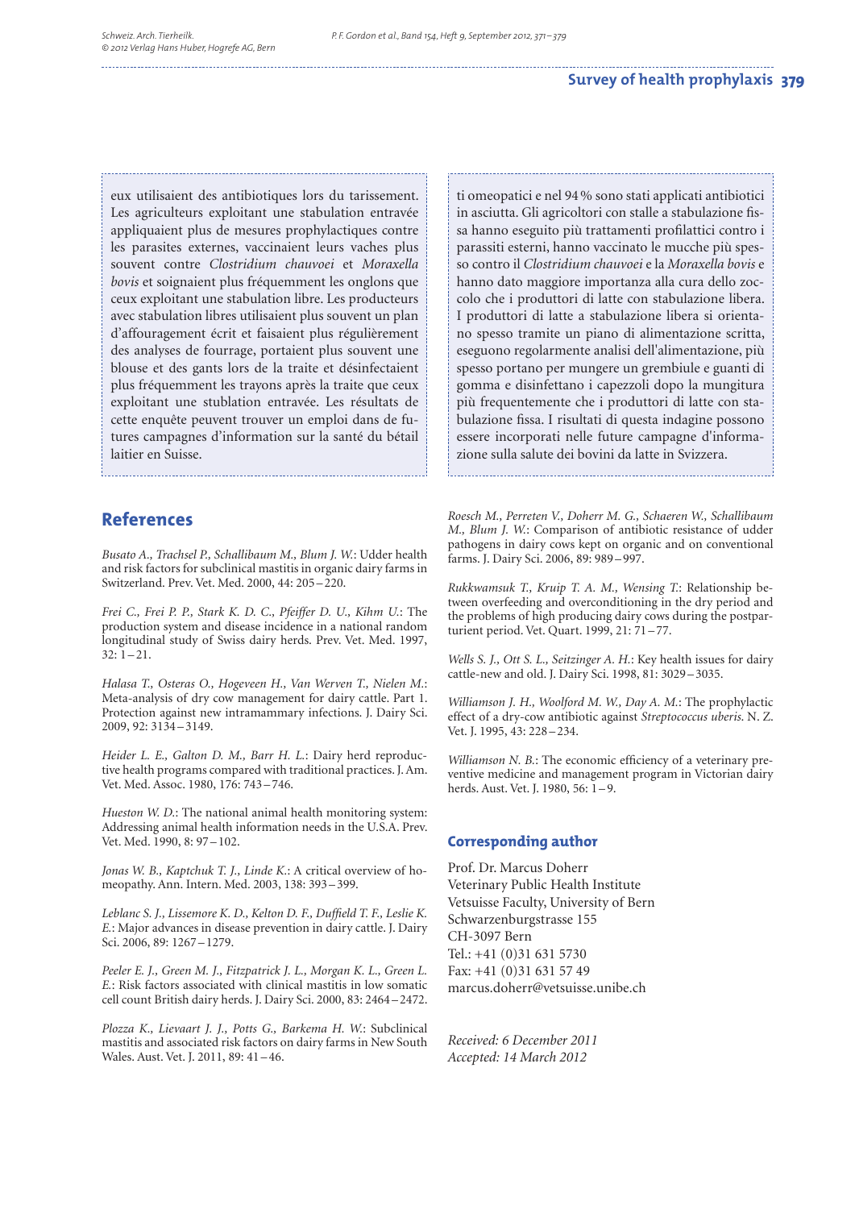eux utilisaient des antibiotiques lors du tarissement. Les agriculteurs exploitant une stabulation entravée appliquaient plus de mesures prophylactiques contre les parasites externes, vaccinaient leurs vaches plus souvent contre *Clostridium chauvoei* et *Moraxella bovis* et soignaient plus fréquemment les onglons que ceux exploitant une stabulation libre. Les producteurs avec stabulation libres utilisaient plus souvent un plan d'affouragement écrit et faisaient plus régulièrement des analyses de fourrage, portaient plus souvent une blouse et des gants lors de la traite et désinfectaient plus fréquemment les trayons après la traite que ceux exploitant une stublation entravée. Les résultats de cette enquête peuvent trouver un emploi dans de futures campagnes d'information sur la santé du bétail laitier en Suisse.

ti omeopatici e nel 94 % sono stati applicati antibiotici in asciutta. Gli agricoltori con stalle a stabulazione fissa hanno eseguito più trattamenti profilattici contro i parassiti esterni, hanno vaccinato le mucche più spesso contro il *Clostridium chauvoei* e la *Moraxella bovis* e hanno dato maggiore importanza alla cura dello zoccolo che i produttori di latte con stabulazione libera. I produttori di latte a stabulazione libera si orientano spesso tramite un piano di alimentazione scritta, eseguono regolarmente analisi dell'alimentazione, più spesso portano per mungere un grembiule e guanti di gomma e disinfettano i capezzoli dopo la mungitura più frequentemente che i produttori di latte con stabulazione fissa. I risultati di questa indagine possono essere incorporati nelle future campagne d'informazione sulla salute dei bovini da latte in Svizzera.

## References

*Busato A., Trachsel P., Schallibaum M., Blum J. W.*: Udder health and risk factors for subclinical mastitis in organic dairy farms in Switzerland. Prev. Vet. Med. 2000, 44: 205–220.

*Frei C., Frei P. P., Stark K. D. C., Pfeiffer D. U., Kihm U.*: The production system and disease incidence in a national random longitudinal study of Swiss dairy herds. Prev. Vet. Med. 1997, 32: 1–21.

*Halasa T., Osteras O., Hogeveen H., Van Werven T., Nielen M.*: Meta-analysis of dry cow management for dairy cattle. Part 1. Protection against new intramammary infections. J. Dairy Sci. 2009, 92: 3134–3149.

*Heider L. E., Galton D. M., Barr H. L.*: Dairy herd reproductive health programs compared with traditional practices. J. Am. Vet. Med. Assoc. 1980, 176: 743–746.

*Hueston W. D.*: The national animal health monitoring system: Addressing animal health information needs in the U.S.A. Prev. Vet. Med. 1990, 8: 97–102.

*Jonas W. B., Kaptchuk T. J., Linde K.*: A critical overview of homeopathy. Ann. Intern. Med. 2003, 138: 393–399.

*Leblanc S. J., Lissemore K. D., Kelton D. F., Duffield T. F., Leslie K. E.*: Major advances in disease prevention in dairy cattle. J. Dairy Sci. 2006, 89: 1267–1279.

*Peeler E. J., Green M. J., Fitzpatrick J. L., Morgan K. L., Green L. E.*: Risk factors associated with clinical mastitis in low somatic cell count British dairy herds. J. Dairy Sci. 2000, 83: 2464–2472.

*Plozza K., Lievaart J. J., Potts G., Barkema H. W.*: Subclinical mastitis and associated risk factors on dairy farms in New South Wales. Aust. Vet. J. 2011, 89: 41–46.

*Roesch M., Perreten V., Doherr M. G., Schaeren W., Schallibaum M., Blum J. W.*: Comparison of antibiotic resistance of udder pathogens in dairy cows kept on organic and on conventional farms. J. Dairy Sci. 2006, 89: 989–997.

*Rukkwamsuk T., Kruip T. A. M., Wensing T.*: Relationship between overfeeding and overconditioning in the dry period and the problems of high producing dairy cows during the postparturient period. Vet. Quart. 1999, 21: 71–77.

*Wells S. J., Ott S. L., Seitzinger A. H.*: Key health issues for dairy cattle-new and old. J. Dairy Sci. 1998, 81: 3029–3035.

*Williamson J. H., Woolford M. W., Day A. M.*: The prophylactic effect of a dry-cow antibiotic against *Streptococcus uberis*. N. Z. Vet. J. 1995, 43: 228–234.

*Williamson N. B.*: The economic efficiency of a veterinary preventive medicine and management program in Victorian dairy herds. Aust. Vet. J. 1980, 56: 1–9.

### Corresponding author

Prof. Dr. Marcus Doherr
Veterinary Public Health Institute
Vetsuisse Faculty, University of Bern
Schwarzenburgstrasse 155
CH-3097 Bern
Tel.: +41 (0)31 631 5730
Fax: +41 (0)31 631 57 49
marcus.doherr@vetsuisse.unibe.ch

*Received: 6 December 2011*
*Accepted: 14 March 2012*